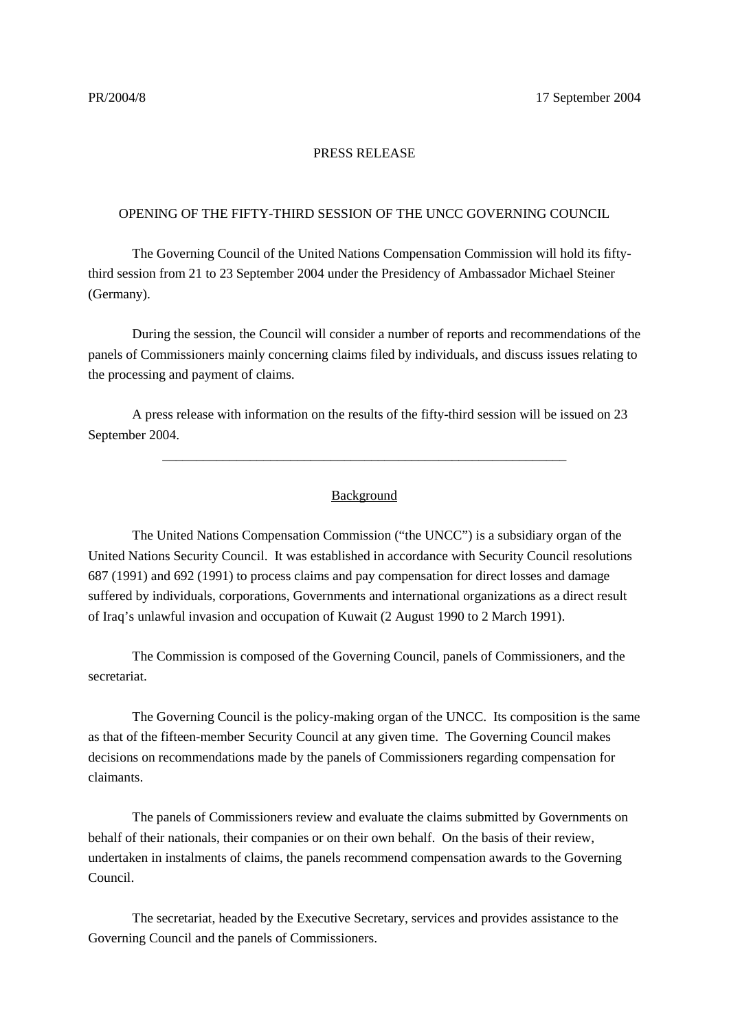PR/2004/8 17 September 2004

PRESS RELEASE

# OPENING OF THE FIFTY-THIRD SESSION OF THE UNCC GOVERNING COUNCIL

The Governing Council of the United Nations Compensation Commission will hold its fifty-third session from 21 to 23 September 2004 under the Presidency of Ambassador Michael Steiner (Germany).

During the session, the Council will consider a number of reports and recommendations of the panels of Commissioners mainly concerning claims filed by individuals, and discuss issues relating to the processing and payment of claims.

A press release with information on the results of the fifty-third session will be issued on 23 September 2004.

---

## Background

The United Nations Compensation Commission ("the UNCC") is a subsidiary organ of the United Nations Security Council. It was established in accordance with Security Council resolutions 687 (1991) and 692 (1991) to process claims and pay compensation for direct losses and damage suffered by individuals, corporations, Governments and international organizations as a direct result of Iraq's unlawful invasion and occupation of Kuwait (2 August 1990 to 2 March 1991).

The Commission is composed of the Governing Council, panels of Commissioners, and the secretariat.

The Governing Council is the policy-making organ of the UNCC. Its composition is the same as that of the fifteen-member Security Council at any given time. The Governing Council makes decisions on recommendations made by the panels of Commissioners regarding compensation for claimants.

The panels of Commissioners review and evaluate the claims submitted by Governments on behalf of their nationals, their companies or on their own behalf. On the basis of their review, undertaken in instalments of claims, the panels recommend compensation awards to the Governing Council.

The secretariat, headed by the Executive Secretary, services and provides assistance to the Governing Council and the panels of Commissioners.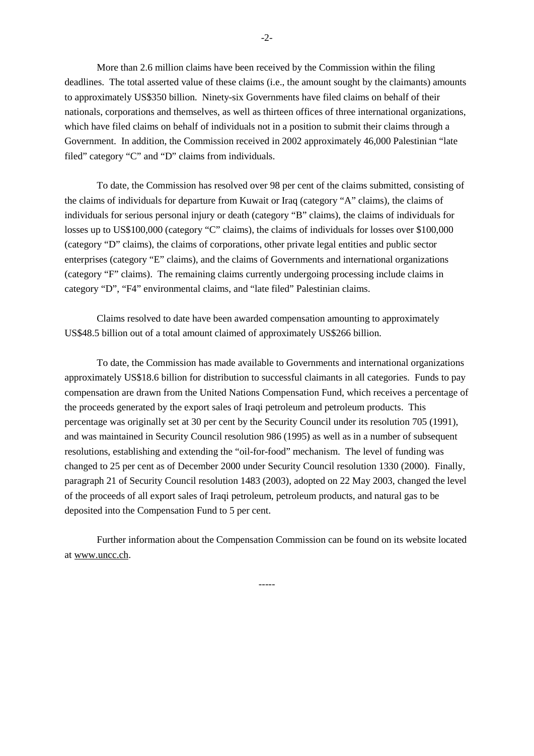More than 2.6 million claims have been received by the Commission within the filing deadlines. The total asserted value of these claims (i.e., the amount sought by the claimants) amounts to approximately US$350 billion. Ninety-six Governments have filed claims on behalf of their nationals, corporations and themselves, as well as thirteen offices of three international organizations, which have filed claims on behalf of individuals not in a position to submit their claims through a Government. In addition, the Commission received in 2002 approximately 46,000 Palestinian "late filed" category "C" and "D" claims from individuals.

To date, the Commission has resolved over 98 per cent of the claims submitted, consisting of the claims of individuals for departure from Kuwait or Iraq (category "A" claims), the claims of individuals for serious personal injury or death (category "B" claims), the claims of individuals for losses up to US$100,000 (category "C" claims), the claims of individuals for losses over $100,000 (category "D" claims), the claims of corporations, other private legal entities and public sector enterprises (category "E" claims), and the claims of Governments and international organizations (category "F" claims). The remaining claims currently undergoing processing include claims in category "D", "F4" environmental claims, and "late filed" Palestinian claims.

Claims resolved to date have been awarded compensation amounting to approximately US$48.5 billion out of a total amount claimed of approximately US$266 billion.

To date, the Commission has made available to Governments and international organizations approximately US$18.6 billion for distribution to successful claimants in all categories. Funds to pay compensation are drawn from the United Nations Compensation Fund, which receives a percentage of the proceeds generated by the export sales of Iraqi petroleum and petroleum products. This percentage was originally set at 30 per cent by the Security Council under its resolution 705 (1991), and was maintained in Security Council resolution 986 (1995) as well as in a number of subsequent resolutions, establishing and extending the "oil-for-food" mechanism. The level of funding was changed to 25 per cent as of December 2000 under Security Council resolution 1330 (2000). Finally, paragraph 21 of Security Council resolution 1483 (2003), adopted on 22 May 2003, changed the level of the proceeds of all export sales of Iraqi petroleum, petroleum products, and natural gas to be deposited into the Compensation Fund to 5 per cent.

Further information about the Compensation Commission can be found on its website located at www.uncc.ch.

-----